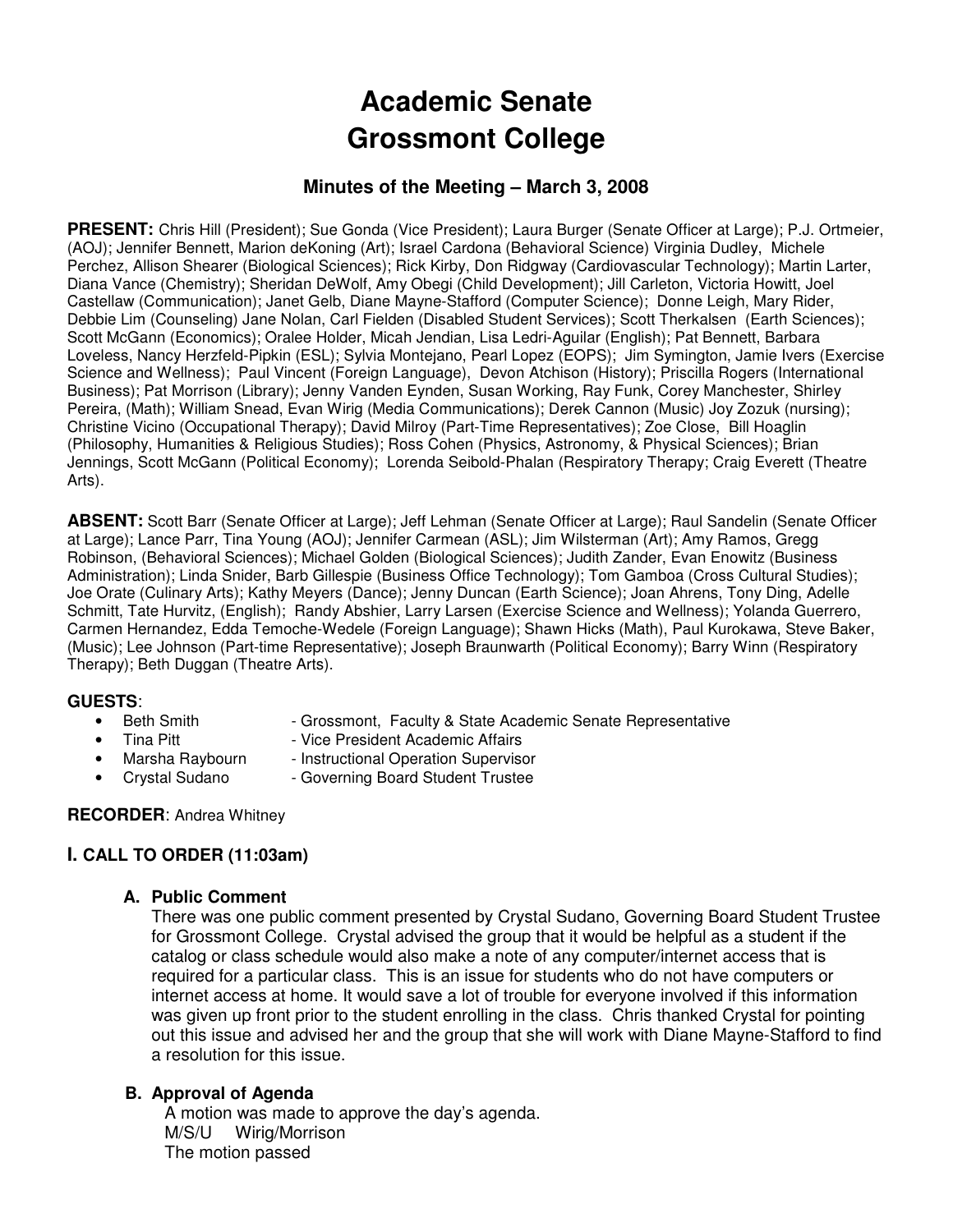# Academic Senate
# Grossmont College

### Minutes of the Meeting – March 3, 2008

**PRESENT:** Chris Hill (President); Sue Gonda (Vice President); Laura Burger (Senate Officer at Large); P.J. Ortmeier, (AOJ); Jennifer Bennett, Marion deKoning (Art); Israel Cardona (Behavioral Science) Virginia Dudley, Michele Perchez, Allison Shearer (Biological Sciences); Rick Kirby, Don Ridgway (Cardiovascular Technology); Martin Larter, Diana Vance (Chemistry); Sheridan DeWolf, Amy Obegi (Child Development); Jill Carleton, Victoria Howitt, Joel Castellaw (Communication); Janet Gelb, Diane Mayne-Stafford (Computer Science); Donne Leigh, Mary Rider, Debbie Lim (Counseling) Jane Nolan, Carl Fielden (Disabled Student Services); Scott Therkalsen (Earth Sciences); Scott McGann (Economics); Oralee Holder, Micah Jendian, Lisa Ledri-Aguilar (English); Pat Bennett, Barbara Loveless, Nancy Herzfeld-Pipkin (ESL); Sylvia Montejano, Pearl Lopez (EOPS); Jim Symington, Jamie Ivers (Exercise Science and Wellness); Paul Vincent (Foreign Language), Devon Atchison (History); Priscilla Rogers (International Business); Pat Morrison (Library); Jenny Vanden Eynden, Susan Working, Ray Funk, Corey Manchester, Shirley Pereira, (Math); William Snead, Evan Wirig (Media Communications); Derek Cannon (Music) Joy Zozuk (nursing); Christine Vicino (Occupational Therapy); David Milroy (Part-Time Representatives); Zoe Close, Bill Hoaglin (Philosophy, Humanities & Religious Studies); Ross Cohen (Physics, Astronomy, & Physical Sciences); Brian Jennings, Scott McGann (Political Economy); Lorenda Seibold-Phalan (Respiratory Therapy; Craig Everett (Theatre Arts).

**ABSENT:** Scott Barr (Senate Officer at Large); Jeff Lehman (Senate Officer at Large); Raul Sandelin (Senate Officer at Large); Lance Parr, Tina Young (AOJ); Jennifer Carmean (ASL); Jim Wilsterman (Art); Amy Ramos, Gregg Robinson, (Behavioral Sciences); Michael Golden (Biological Sciences); Judith Zander, Evan Enowitz (Business Administration); Linda Snider, Barb Gillespie (Business Office Technology); Tom Gamboa (Cross Cultural Studies); Joe Orate (Culinary Arts); Kathy Meyers (Dance); Jenny Duncan (Earth Science); Joan Ahrens, Tony Ding, Adelle Schmitt, Tate Hurvitz, (English); Randy Abshier, Larry Larsen (Exercise Science and Wellness); Yolanda Guerrero, Carmen Hernandez, Edda Temoche-Wedele (Foreign Language); Shawn Hicks (Math), Paul Kurokawa, Steve Baker, (Music); Lee Johnson (Part-time Representative); Joseph Braunwarth (Political Economy); Barry Winn (Respiratory Therapy); Beth Duggan (Theatre Arts).

**GUESTS**:

- Beth Smith - Grossmont, Faculty & State Academic Senate Representative
- Tina Pitt - Vice President Academic Affairs
- Marsha Raybourn - Instructional Operation Supervisor
- Crystal Sudano - Governing Board Student Trustee

**RECORDER**: Andrea Whitney

## I. CALL TO ORDER (11:03am)

### A. Public Comment

There was one public comment presented by Crystal Sudano, Governing Board Student Trustee for Grossmont College. Crystal advised the group that it would be helpful as a student if the catalog or class schedule would also make a note of any computer/internet access that is required for a particular class. This is an issue for students who do not have computers or internet access at home. It would save a lot of trouble for everyone involved if this information was given up front prior to the student enrolling in the class. Chris thanked Crystal for pointing out this issue and advised her and the group that she will work with Diane Mayne-Stafford to find a resolution for this issue.

### B. Approval of Agenda

A motion was made to approve the day's agenda.
M/S/U Wirig/Morrison
The motion passed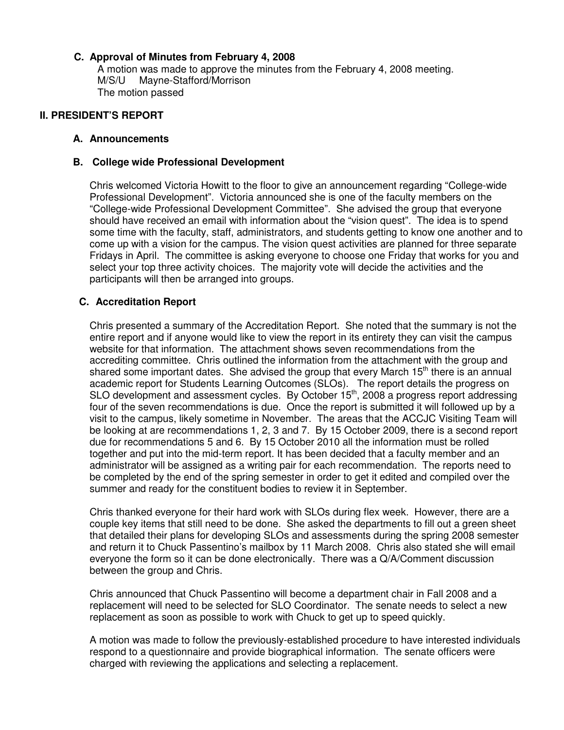### C. Approval of Minutes from February 4, 2008

A motion was made to approve the minutes from the February 4, 2008 meeting.
M/S/U Mayne-Stafford/Morrison
The motion passed

## II. PRESIDENT'S REPORT

### A. Announcements

### B. College wide Professional Development

Chris welcomed Victoria Howitt to the floor to give an announcement regarding "College-wide Professional Development". Victoria announced she is one of the faculty members on the "College-wide Professional Development Committee". She advised the group that everyone should have received an email with information about the "vision quest". The idea is to spend some time with the faculty, staff, administrators, and students getting to know one another and to come up with a vision for the campus. The vision quest activities are planned for three separate Fridays in April. The committee is asking everyone to choose one Friday that works for you and select your top three activity choices. The majority vote will decide the activities and the participants will then be arranged into groups.

### C. Accreditation Report

Chris presented a summary of the Accreditation Report. She noted that the summary is not the entire report and if anyone would like to view the report in its entirety they can visit the campus website for that information. The attachment shows seven recommendations from the accrediting committee. Chris outlined the information from the attachment with the group and shared some important dates. She advised the group that every March 15th there is an annual academic report for Students Learning Outcomes (SLOs). The report details the progress on SLO development and assessment cycles. By October 15th, 2008 a progress report addressing four of the seven recommendations is due. Once the report is submitted it will followed up by a visit to the campus, likely sometime in November. The areas that the ACCJC Visiting Team will be looking at are recommendations 1, 2, 3 and 7. By 15 October 2009, there is a second report due for recommendations 5 and 6. By 15 October 2010 all the information must be rolled together and put into the mid-term report. It has been decided that a faculty member and an administrator will be assigned as a writing pair for each recommendation. The reports need to be completed by the end of the spring semester in order to get it edited and compiled over the summer and ready for the constituent bodies to review it in September.

Chris thanked everyone for their hard work with SLOs during flex week. However, there are a couple key items that still need to be done. She asked the departments to fill out a green sheet that detailed their plans for developing SLOs and assessments during the spring 2008 semester and return it to Chuck Passentino's mailbox by 11 March 2008. Chris also stated she will email everyone the form so it can be done electronically. There was a Q/A/Comment discussion between the group and Chris.

Chris announced that Chuck Passentino will become a department chair in Fall 2008 and a replacement will need to be selected for SLO Coordinator. The senate needs to select a new replacement as soon as possible to work with Chuck to get up to speed quickly.

A motion was made to follow the previously-established procedure to have interested individuals respond to a questionnaire and provide biographical information. The senate officers were charged with reviewing the applications and selecting a replacement.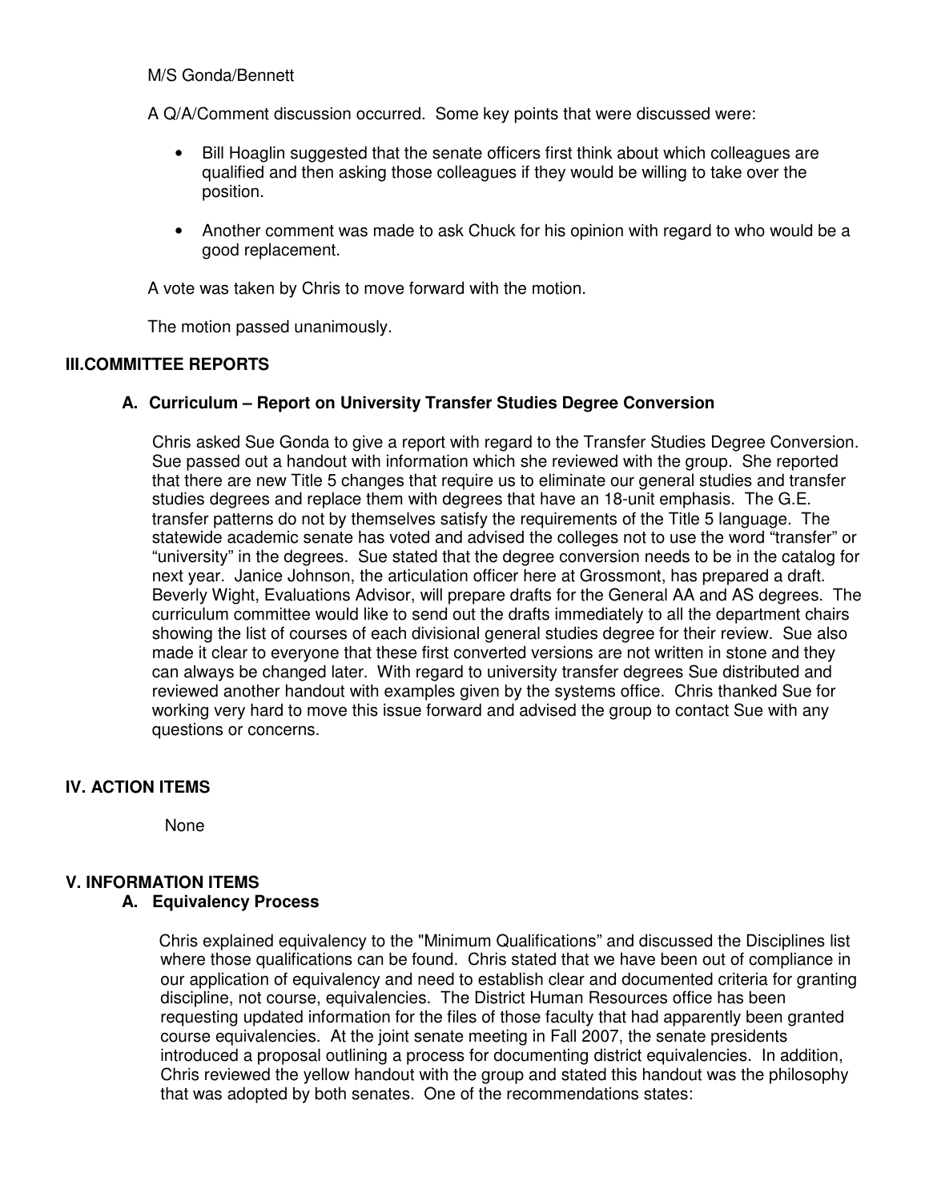M/S Gonda/Bennett

A Q/A/Comment discussion occurred. Some key points that were discussed were:

- Bill Hoaglin suggested that the senate officers first think about which colleagues are qualified and then asking those colleagues if they would be willing to take over the position.

- Another comment was made to ask Chuck for his opinion with regard to who would be a good replacement.

A vote was taken by Chris to move forward with the motion.

The motion passed unanimously.

## III. COMMITTEE REPORTS

### A. Curriculum – Report on University Transfer Studies Degree Conversion

Chris asked Sue Gonda to give a report with regard to the Transfer Studies Degree Conversion. Sue passed out a handout with information which she reviewed with the group. She reported that there are new Title 5 changes that require us to eliminate our general studies and transfer studies degrees and replace them with degrees that have an 18-unit emphasis. The G.E. transfer patterns do not by themselves satisfy the requirements of the Title 5 language. The statewide academic senate has voted and advised the colleges not to use the word "transfer" or "university" in the degrees. Sue stated that the degree conversion needs to be in the catalog for next year. Janice Johnson, the articulation officer here at Grossmont, has prepared a draft. Beverly Wight, Evaluations Advisor, will prepare drafts for the General AA and AS degrees. The curriculum committee would like to send out the drafts immediately to all the department chairs showing the list of courses of each divisional general studies degree for their review. Sue also made it clear to everyone that these first converted versions are not written in stone and they can always be changed later. With regard to university transfer degrees Sue distributed and reviewed another handout with examples given by the systems office. Chris thanked Sue for working very hard to move this issue forward and advised the group to contact Sue with any questions or concerns.

## IV. ACTION ITEMS

None

## V. INFORMATION ITEMS

### A. Equivalency Process

Chris explained equivalency to the "Minimum Qualifications" and discussed the Disciplines list where those qualifications can be found. Chris stated that we have been out of compliance in our application of equivalency and need to establish clear and documented criteria for granting discipline, not course, equivalencies. The District Human Resources office has been requesting updated information for the files of those faculty that had apparently been granted course equivalencies. At the joint senate meeting in Fall 2007, the senate presidents introduced a proposal outlining a process for documenting district equivalencies. In addition, Chris reviewed the yellow handout with the group and stated this handout was the philosophy that was adopted by both senates. One of the recommendations states: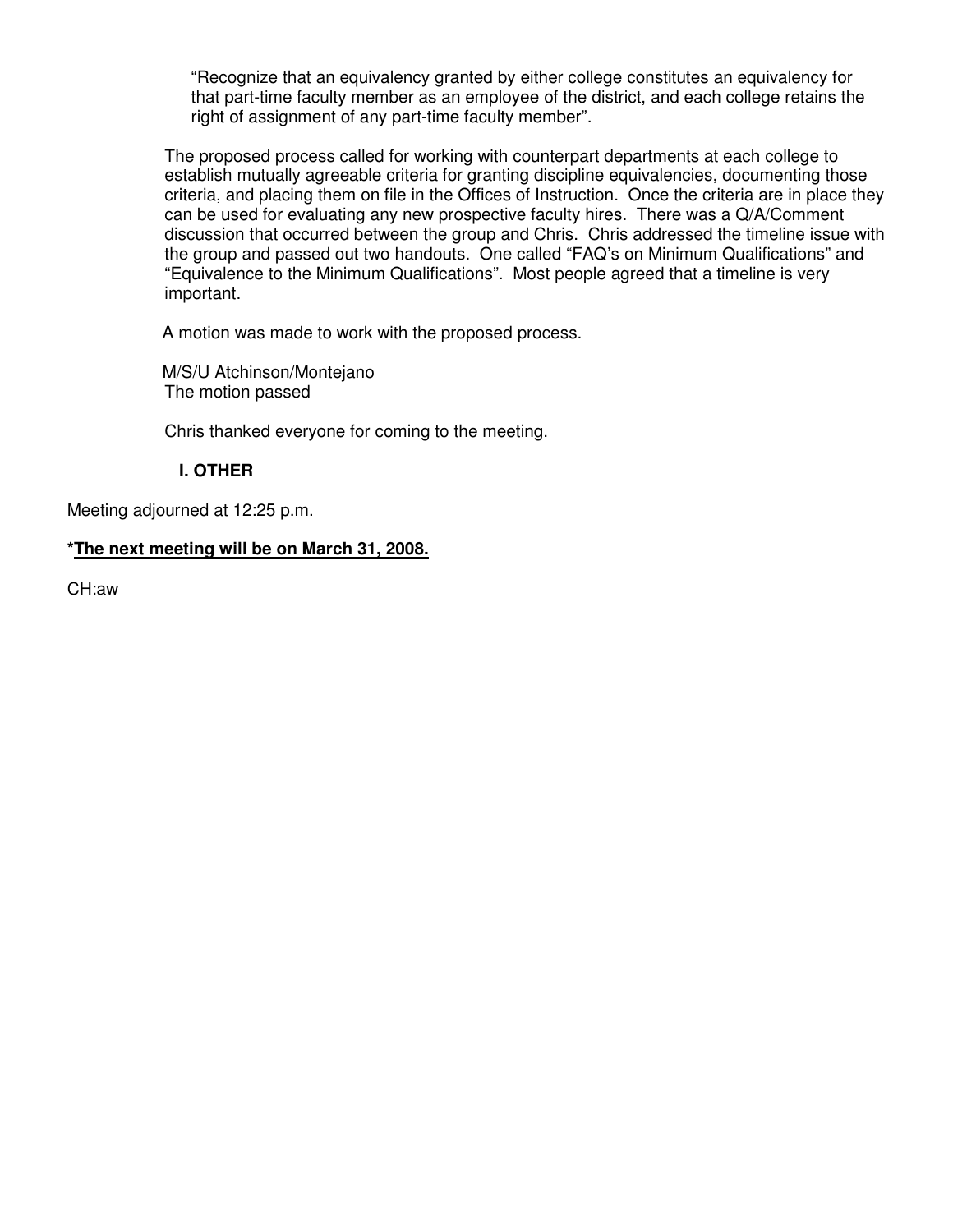"Recognize that an equivalency granted by either college constitutes an equivalency for that part-time faculty member as an employee of the district, and each college retains the right of assignment of any part-time faculty member".

The proposed process called for working with counterpart departments at each college to establish mutually agreeable criteria for granting discipline equivalencies, documenting those criteria, and placing them on file in the Offices of Instruction. Once the criteria are in place they can be used for evaluating any new prospective faculty hires. There was a Q/A/Comment discussion that occurred between the group and Chris. Chris addressed the timeline issue with the group and passed out two handouts. One called "FAQ's on Minimum Qualifications" and "Equivalence to the Minimum Qualifications". Most people agreed that a timeline is very important.

A motion was made to work with the proposed process.

M/S/U Atchinson/Montejano
The motion passed

Chris thanked everyone for coming to the meeting.

**I. OTHER**

Meeting adjourned at 12:25 p.m.

**\*<u>The next meeting will be on March 31, 2008.</u>**

CH:aw